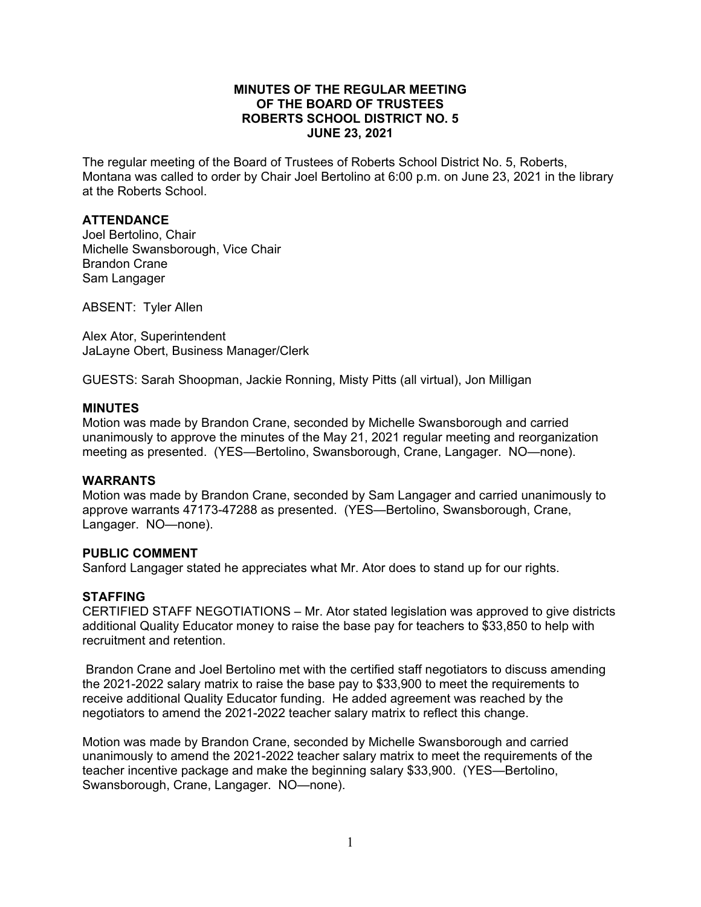**MINUTES OF THE REGULAR MEETING**
**OF THE BOARD OF TRUSTEES**
**ROBERTS SCHOOL DISTRICT NO. 5**
**JUNE 23, 2021**

The regular meeting of the Board of Trustees of Roberts School District No. 5, Roberts, Montana was called to order by Chair Joel Bertolino at 6:00 p.m. on June 23, 2021 in the library at the Roberts School.

### ATTENDANCE

Joel Bertolino, Chair
Michelle Swansborough, Vice Chair
Brandon Crane
Sam Langager

ABSENT: Tyler Allen

Alex Ator, Superintendent
JaLayne Obert, Business Manager/Clerk

GUESTS: Sarah Shoopman, Jackie Ronning, Misty Pitts (all virtual), Jon Milligan

### MINUTES

Motion was made by Brandon Crane, seconded by Michelle Swansborough and carried unanimously to approve the minutes of the May 21, 2021 regular meeting and reorganization meeting as presented. (YES—Bertolino, Swansborough, Crane, Langager. NO—none).

### WARRANTS

Motion was made by Brandon Crane, seconded by Sam Langager and carried unanimously to approve warrants 47173-47288 as presented. (YES—Bertolino, Swansborough, Crane, Langager. NO—none).

### PUBLIC COMMENT

Sanford Langager stated he appreciates what Mr. Ator does to stand up for our rights.

### STAFFING

CERTIFIED STAFF NEGOTIATIONS – Mr. Ator stated legislation was approved to give districts additional Quality Educator money to raise the base pay for teachers to $33,850 to help with recruitment and retention.

Brandon Crane and Joel Bertolino met with the certified staff negotiators to discuss amending the 2021-2022 salary matrix to raise the base pay to $33,900 to meet the requirements to receive additional Quality Educator funding. He added agreement was reached by the negotiators to amend the 2021-2022 teacher salary matrix to reflect this change.

Motion was made by Brandon Crane, seconded by Michelle Swansborough and carried unanimously to amend the 2021-2022 teacher salary matrix to meet the requirements of the teacher incentive package and make the beginning salary $33,900. (YES—Bertolino, Swansborough, Crane, Langager. NO—none).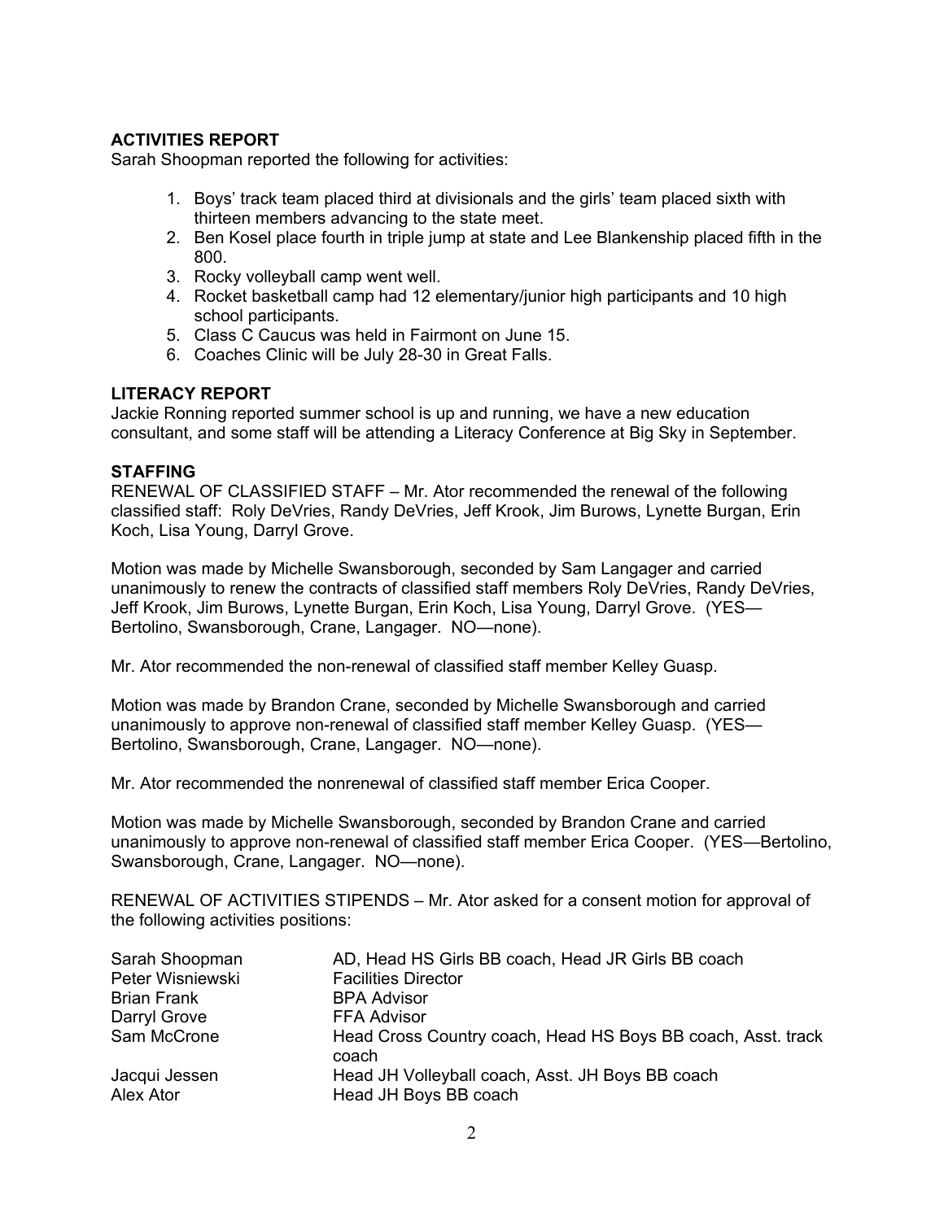**ACTIVITIES REPORT**

Sarah Shoopman reported the following for activities:

1. Boys' track team placed third at divisionals and the girls' team placed sixth with thirteen members advancing to the state meet.
2. Ben Kosel place fourth in triple jump at state and Lee Blankenship placed fifth in the 800.
3. Rocky volleyball camp went well.
4. Rocket basketball camp had 12 elementary/junior high participants and 10 high school participants.
5. Class C Caucus was held in Fairmont on June 15.
6. Coaches Clinic will be July 28-30 in Great Falls.

**LITERACY REPORT**

Jackie Ronning reported summer school is up and running, we have a new education consultant, and some staff will be attending a Literacy Conference at Big Sky in September.

**STAFFING**

RENEWAL OF CLASSIFIED STAFF – Mr. Ator recommended the renewal of the following classified staff: Roly DeVries, Randy DeVries, Jeff Krook, Jim Burows, Lynette Burgan, Erin Koch, Lisa Young, Darryl Grove.

Motion was made by Michelle Swansborough, seconded by Sam Langager and carried unanimously to renew the contracts of classified staff members Roly DeVries, Randy DeVries, Jeff Krook, Jim Burows, Lynette Burgan, Erin Koch, Lisa Young, Darryl Grove. (YES—Bertolino, Swansborough, Crane, Langager. NO—none).

Mr. Ator recommended the non-renewal of classified staff member Kelley Guasp.

Motion was made by Brandon Crane, seconded by Michelle Swansborough and carried unanimously to approve non-renewal of classified staff member Kelley Guasp. (YES—Bertolino, Swansborough, Crane, Langager. NO—none).

Mr. Ator recommended the nonrenewal of classified staff member Erica Cooper.

Motion was made by Michelle Swansborough, seconded by Brandon Crane and carried unanimously to approve non-renewal of classified staff member Erica Cooper. (YES—Bertolino, Swansborough, Crane, Langager. NO—none).

RENEWAL OF ACTIVITIES STIPENDS – Mr. Ator asked for a consent motion for approval of the following activities positions:

| | |
|---|---|
| Sarah Shoopman | AD, Head HS Girls BB coach, Head JR Girls BB coach |
| Peter Wisniewski | Facilities Director |
| Brian Frank | BPA Advisor |
| Darryl Grove | FFA Advisor |
| Sam McCrone | Head Cross Country coach, Head HS Boys BB coach, Asst. track coach |
| Jacqui Jessen | Head JH Volleyball coach, Asst. JH Boys BB coach |
| Alex Ator | Head JH Boys BB coach |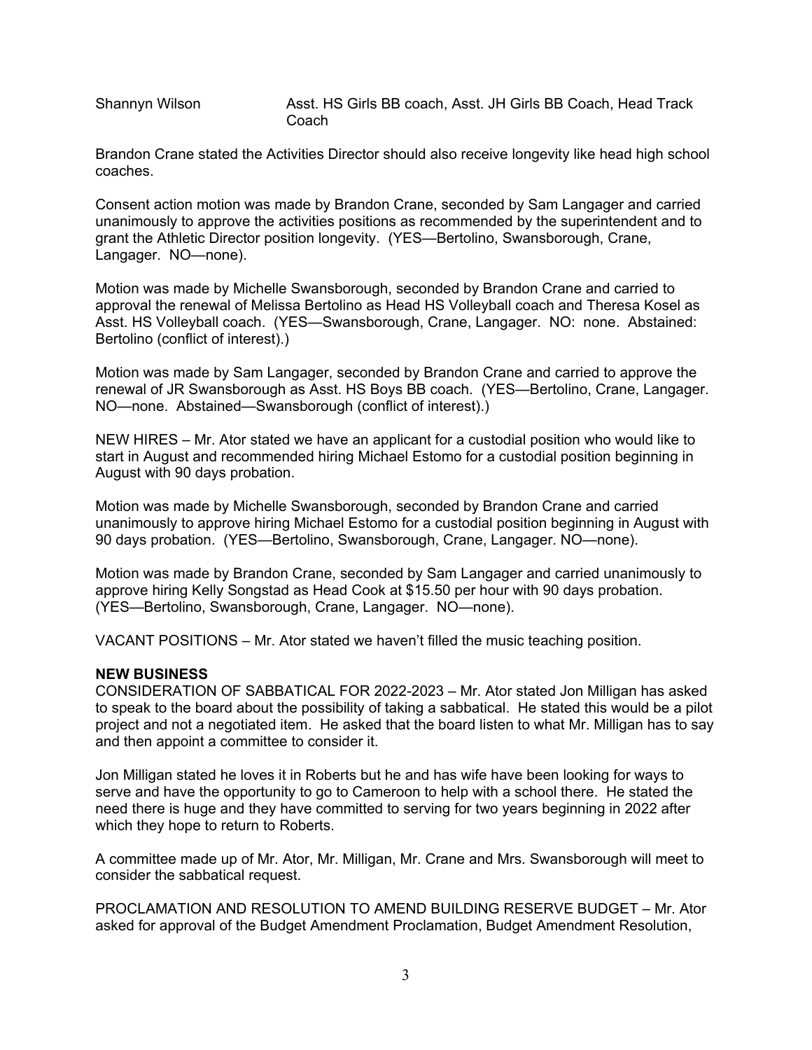| | |
|---|---|
| Shannyn Wilson | Asst. HS Girls BB coach, Asst. JH Girls BB Coach, Head Track Coach |

Brandon Crane stated the Activities Director should also receive longevity like head high school coaches.

Consent action motion was made by Brandon Crane, seconded by Sam Langager and carried unanimously to approve the activities positions as recommended by the superintendent and to grant the Athletic Director position longevity. (YES—Bertolino, Swansborough, Crane, Langager. NO—none).

Motion was made by Michelle Swansborough, seconded by Brandon Crane and carried to approval the renewal of Melissa Bertolino as Head HS Volleyball coach and Theresa Kosel as Asst. HS Volleyball coach. (YES—Swansborough, Crane, Langager. NO: none. Abstained: Bertolino (conflict of interest).)

Motion was made by Sam Langager, seconded by Brandon Crane and carried to approve the renewal of JR Swansborough as Asst. HS Boys BB coach. (YES—Bertolino, Crane, Langager. NO—none. Abstained—Swansborough (conflict of interest).)

NEW HIRES – Mr. Ator stated we have an applicant for a custodial position who would like to start in August and recommended hiring Michael Estomo for a custodial position beginning in August with 90 days probation.

Motion was made by Michelle Swansborough, seconded by Brandon Crane and carried unanimously to approve hiring Michael Estomo for a custodial position beginning in August with 90 days probation. (YES—Bertolino, Swansborough, Crane, Langager. NO—none).

Motion was made by Brandon Crane, seconded by Sam Langager and carried unanimously to approve hiring Kelly Songstad as Head Cook at $15.50 per hour with 90 days probation. (YES—Bertolino, Swansborough, Crane, Langager. NO—none).

VACANT POSITIONS – Mr. Ator stated we haven't filled the music teaching position.

**NEW BUSINESS**

CONSIDERATION OF SABBATICAL FOR 2022-2023 – Mr. Ator stated Jon Milligan has asked to speak to the board about the possibility of taking a sabbatical. He stated this would be a pilot project and not a negotiated item. He asked that the board listen to what Mr. Milligan has to say and then appoint a committee to consider it.

Jon Milligan stated he loves it in Roberts but he and has wife have been looking for ways to serve and have the opportunity to go to Cameroon to help with a school there. He stated the need there is huge and they have committed to serving for two years beginning in 2022 after which they hope to return to Roberts.

A committee made up of Mr. Ator, Mr. Milligan, Mr. Crane and Mrs. Swansborough will meet to consider the sabbatical request.

PROCLAMATION AND RESOLUTION TO AMEND BUILDING RESERVE BUDGET – Mr. Ator asked for approval of the Budget Amendment Proclamation, Budget Amendment Resolution,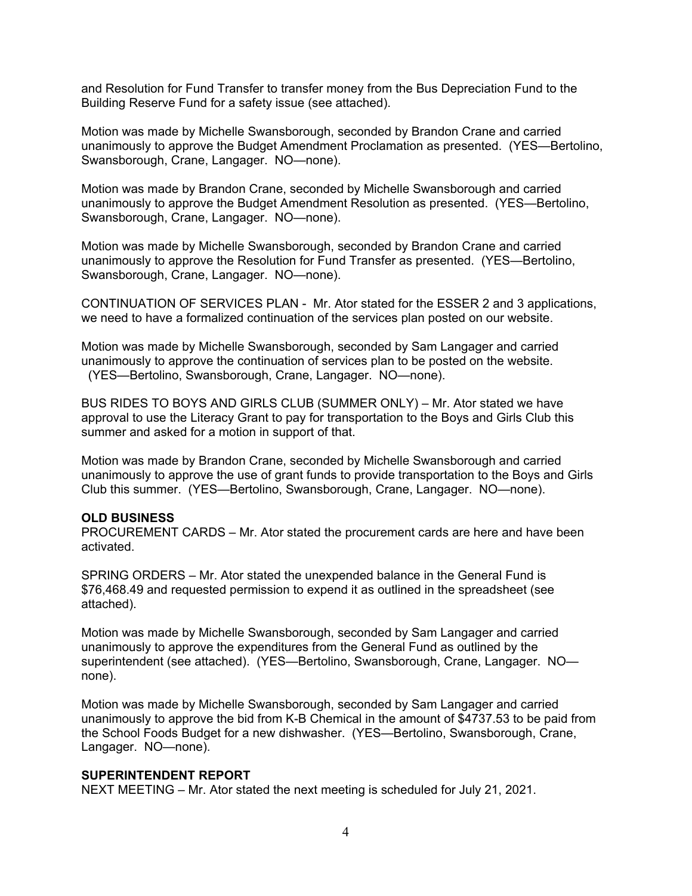and Resolution for Fund Transfer to transfer money from the Bus Depreciation Fund to the Building Reserve Fund for a safety issue (see attached).

Motion was made by Michelle Swansborough, seconded by Brandon Crane and carried unanimously to approve the Budget Amendment Proclamation as presented. (YES—Bertolino, Swansborough, Crane, Langager. NO—none).

Motion was made by Brandon Crane, seconded by Michelle Swansborough and carried unanimously to approve the Budget Amendment Resolution as presented. (YES—Bertolino, Swansborough, Crane, Langager. NO—none).

Motion was made by Michelle Swansborough, seconded by Brandon Crane and carried unanimously to approve the Resolution for Fund Transfer as presented. (YES—Bertolino, Swansborough, Crane, Langager. NO—none).

CONTINUATION OF SERVICES PLAN - Mr. Ator stated for the ESSER 2 and 3 applications, we need to have a formalized continuation of the services plan posted on our website.

Motion was made by Michelle Swansborough, seconded by Sam Langager and carried unanimously to approve the continuation of services plan to be posted on the website. (YES—Bertolino, Swansborough, Crane, Langager. NO—none).

BUS RIDES TO BOYS AND GIRLS CLUB (SUMMER ONLY) – Mr. Ator stated we have approval to use the Literacy Grant to pay for transportation to the Boys and Girls Club this summer and asked for a motion in support of that.

Motion was made by Brandon Crane, seconded by Michelle Swansborough and carried unanimously to approve the use of grant funds to provide transportation to the Boys and Girls Club this summer. (YES—Bertolino, Swansborough, Crane, Langager. NO—none).

**OLD BUSINESS**

PROCUREMENT CARDS – Mr. Ator stated the procurement cards are here and have been activated.

SPRING ORDERS – Mr. Ator stated the unexpended balance in the General Fund is $76,468.49 and requested permission to expend it as outlined in the spreadsheet (see attached).

Motion was made by Michelle Swansborough, seconded by Sam Langager and carried unanimously to approve the expenditures from the General Fund as outlined by the superintendent (see attached). (YES—Bertolino, Swansborough, Crane, Langager. NO—none).

Motion was made by Michelle Swansborough, seconded by Sam Langager and carried unanimously to approve the bid from K-B Chemical in the amount of $4737.53 to be paid from the School Foods Budget for a new dishwasher. (YES—Bertolino, Swansborough, Crane, Langager. NO—none).

**SUPERINTENDENT REPORT**

NEXT MEETING – Mr. Ator stated the next meeting is scheduled for July 21, 2021.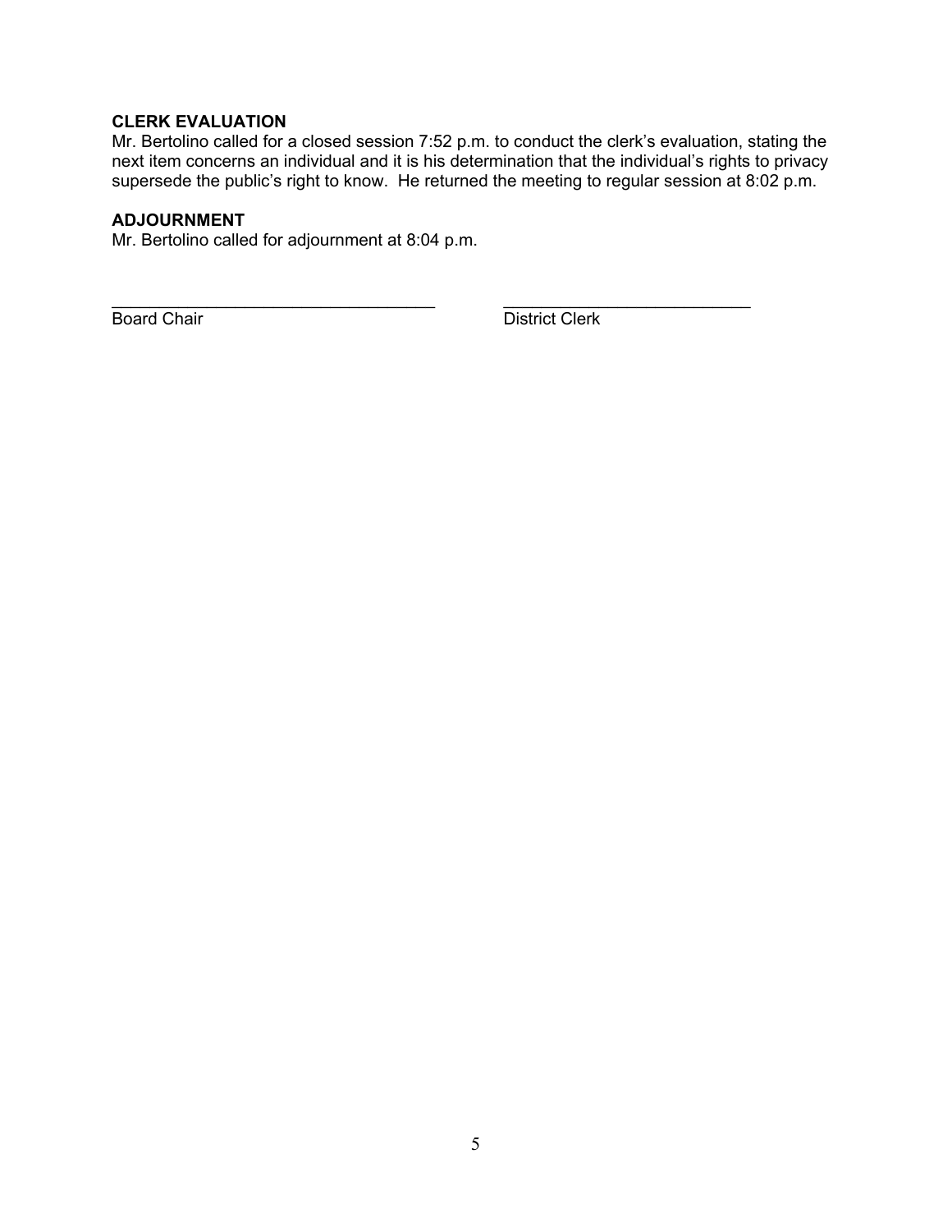**CLERK EVALUATION**
Mr. Bertolino called for a closed session 7:52 p.m. to conduct the clerk's evaluation, stating the next item concerns an individual and it is his determination that the individual's rights to privacy supersede the public's right to know. He returned the meeting to regular session at 8:02 p.m.

**ADJOURNMENT**
Mr. Bertolino called for adjournment at 8:04 p.m.

\_\_\_\_\_\_\_\_\_\_\_\_\_\_\_\_\_\_\_\_\_\_\_\_\_\_\_\_\_\_\_\_\_\_\_ \_\_\_\_\_\_\_\_\_\_\_\_\_\_\_\_\_\_\_\_\_\_\_\_\_\_\_
Board Chair District Clerk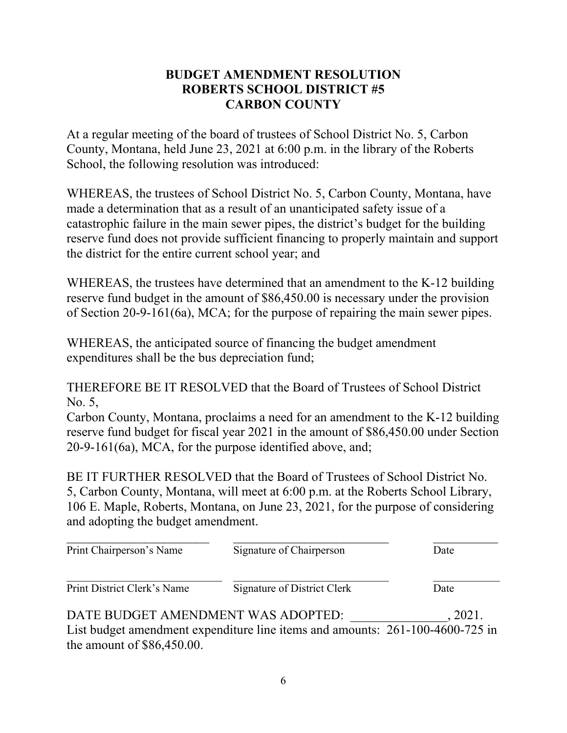**BUDGET AMENDMENT RESOLUTION**
**ROBERTS SCHOOL DISTRICT #5**
**CARBON COUNTY**

At a regular meeting of the board of trustees of School District No. 5, Carbon County, Montana, held June 23, 2021 at 6:00 p.m. in the library of the Roberts School, the following resolution was introduced:

WHEREAS, the trustees of School District No. 5, Carbon County, Montana, have made a determination that as a result of an unanticipated safety issue of a catastrophic failure in the main sewer pipes, the district's budget for the building reserve fund does not provide sufficient financing to properly maintain and support the district for the entire current school year; and

WHEREAS, the trustees have determined that an amendment to the K-12 building reserve fund budget in the amount of $86,450.00 is necessary under the provision of Section 20-9-161(6a), MCA; for the purpose of repairing the main sewer pipes.

WHEREAS, the anticipated source of financing the budget amendment expenditures shall be the bus depreciation fund;

THEREFORE BE IT RESOLVED that the Board of Trustees of School District No. 5,
Carbon County, Montana, proclaims a need for an amendment to the K-12 building reserve fund budget for fiscal year 2021 in the amount of $86,450.00 under Section 20-9-161(6a), MCA, for the purpose identified above, and;

BE IT FURTHER RESOLVED that the Board of Trustees of School District No. 5, Carbon County, Montana, will meet at 6:00 p.m. at the Roberts School Library, 106 E. Maple, Roberts, Montana, on June 23, 2021, for the purpose of considering and adopting the budget amendment.

| ________________________ | ________________________ | __________ |
|---|---|---|
| Print Chairperson's Name | Signature of Chairperson | Date |
| ________________________ | ________________________ | __________ |
| Print District Clerk's Name | Signature of District Clerk | Date |

DATE BUDGET AMENDMENT WAS ADOPTED: _______________, 2021.
List budget amendment expenditure line items and amounts: 261-100-4600-725 in the amount of $86,450.00.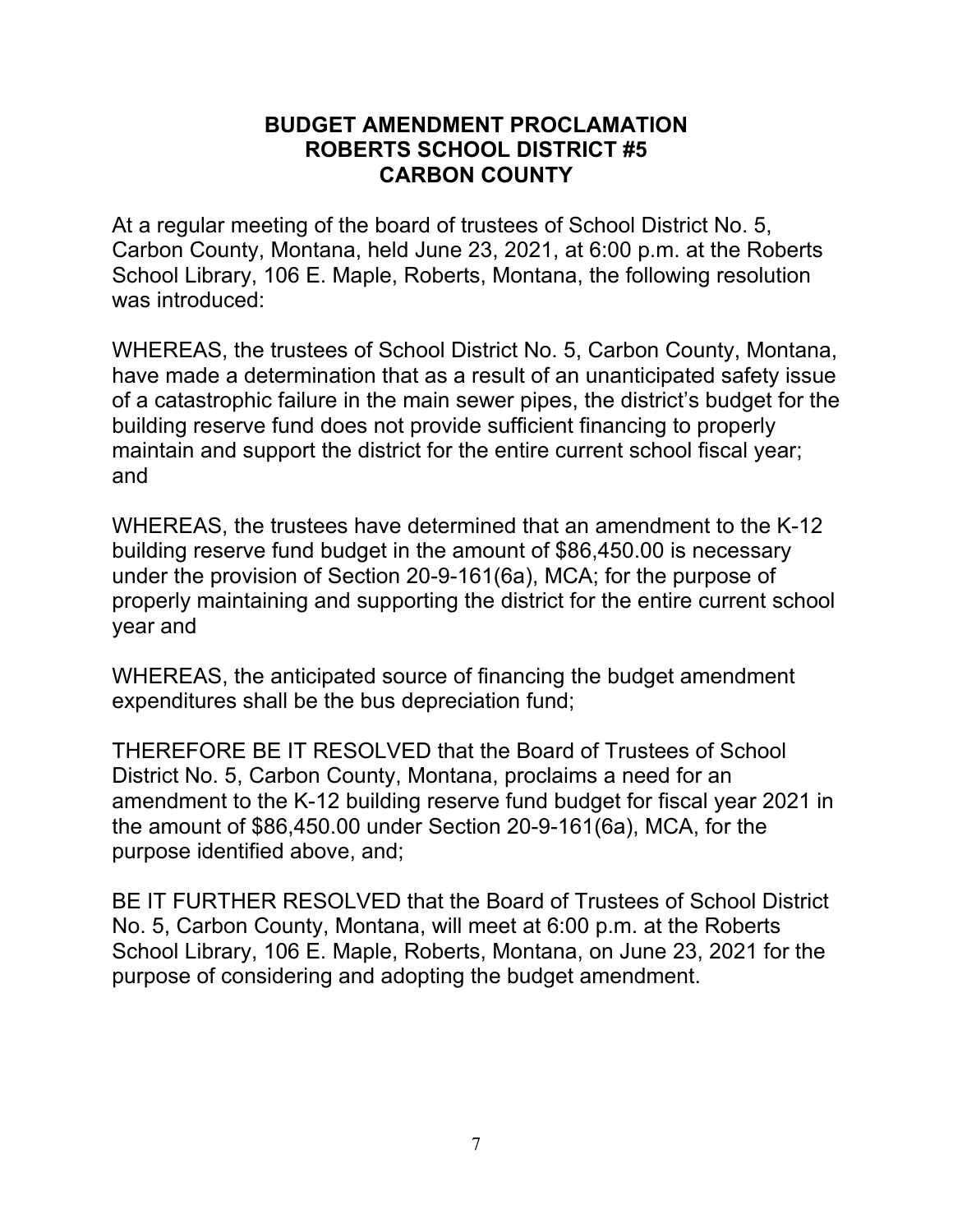# BUDGET AMENDMENT PROCLAMATION
# ROBERTS SCHOOL DISTRICT #5
# CARBON COUNTY

At a regular meeting of the board of trustees of School District No. 5, Carbon County, Montana, held June 23, 2021, at 6:00 p.m. at the Roberts School Library, 106 E. Maple, Roberts, Montana, the following resolution was introduced:

WHEREAS, the trustees of School District No. 5, Carbon County, Montana, have made a determination that as a result of an unanticipated safety issue of a catastrophic failure in the main sewer pipes, the district's budget for the building reserve fund does not provide sufficient financing to properly maintain and support the district for the entire current school fiscal year; and

WHEREAS, the trustees have determined that an amendment to the K-12 building reserve fund budget in the amount of $86,450.00 is necessary under the provision of Section 20-9-161(6a), MCA; for the purpose of properly maintaining and supporting the district for the entire current school year and

WHEREAS, the anticipated source of financing the budget amendment expenditures shall be the bus depreciation fund;

THEREFORE BE IT RESOLVED that the Board of Trustees of School District No. 5, Carbon County, Montana, proclaims a need for an amendment to the K-12 building reserve fund budget for fiscal year 2021 in the amount of $86,450.00 under Section 20-9-161(6a), MCA, for the purpose identified above, and;

BE IT FURTHER RESOLVED that the Board of Trustees of School District No. 5, Carbon County, Montana, will meet at 6:00 p.m. at the Roberts School Library, 106 E. Maple, Roberts, Montana, on June 23, 2021 for the purpose of considering and adopting the budget amendment.